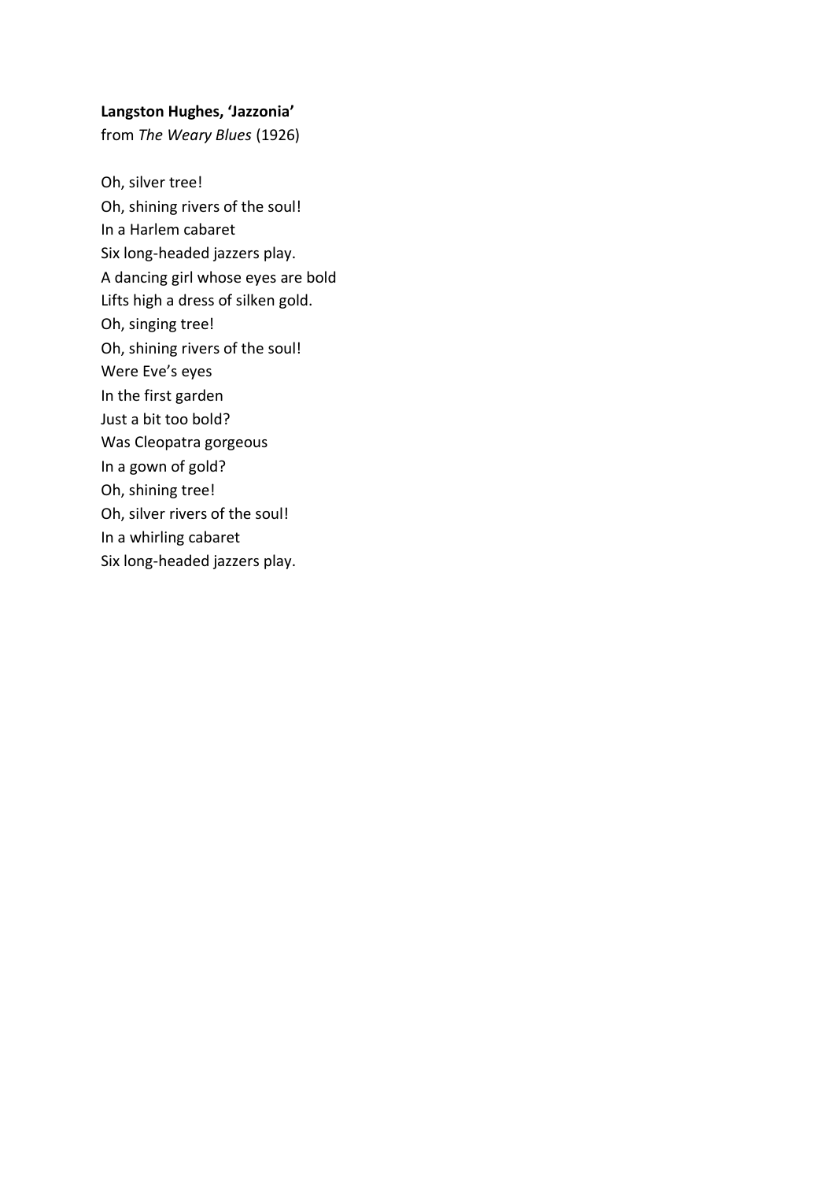**Langston Hughes, 'Jazzonia'**
from *The Weary Blues* (1926)

Oh, silver tree!
Oh, shining rivers of the soul!
In a Harlem cabaret
Six long-headed jazzers play.
A dancing girl whose eyes are bold
Lifts high a dress of silken gold.
Oh, singing tree!
Oh, shining rivers of the soul!
Were Eve's eyes
In the first garden
Just a bit too bold?
Was Cleopatra gorgeous
In a gown of gold?
Oh, shining tree!
Oh, silver rivers of the soul!
In a whirling cabaret
Six long-headed jazzers play.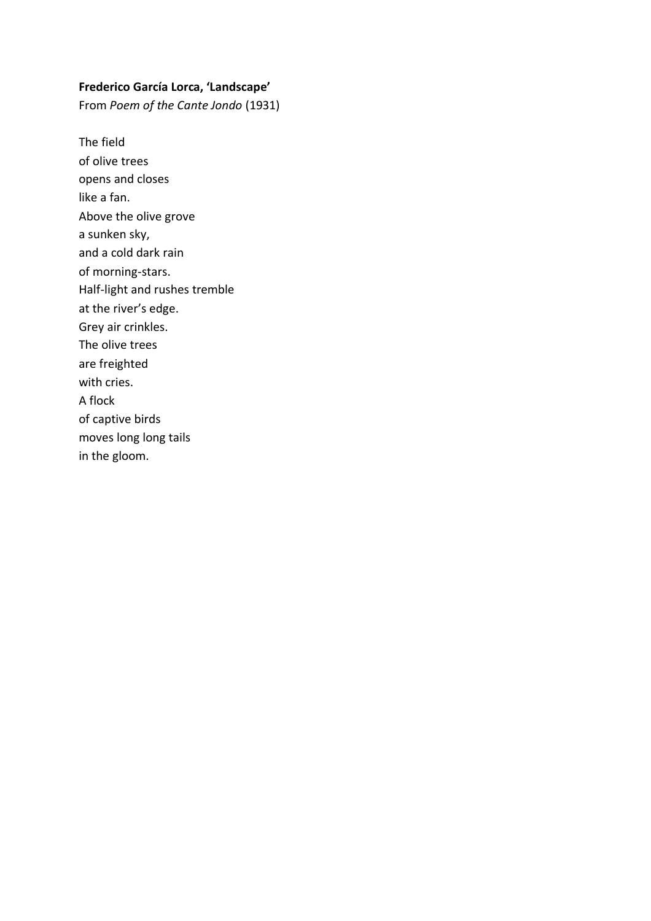**Frederico García Lorca, 'Landscape'**
From *Poem of the Cante Jondo* (1931)

The field
of olive trees
opens and closes
like a fan.
Above the olive grove
a sunken sky,
and a cold dark rain
of morning-stars.
Half-light and rushes tremble
at the river's edge.
Grey air crinkles.
The olive trees
are freighted
with cries.
A flock
of captive birds
moves long long tails
in the gloom.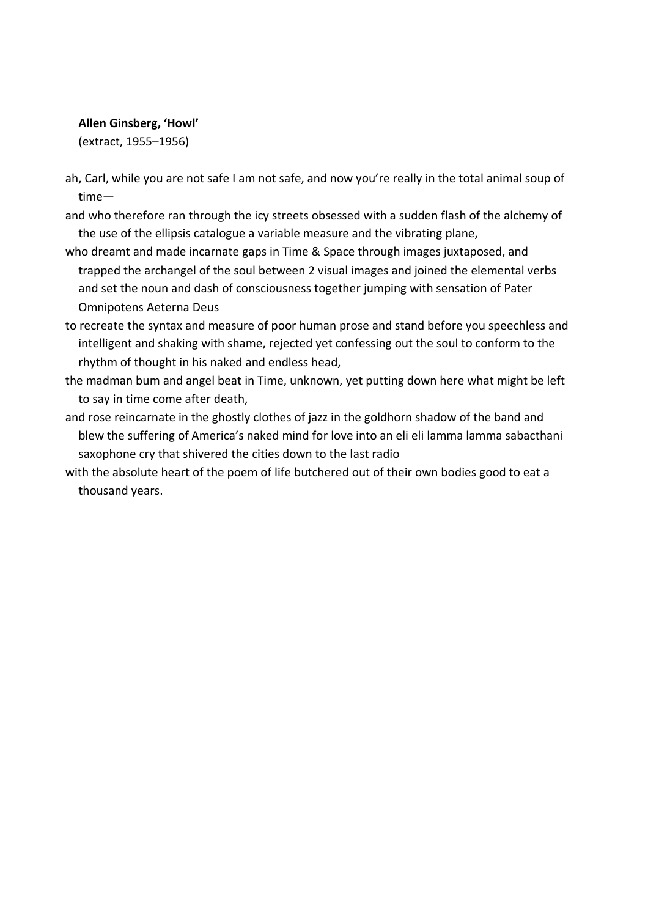**Allen Ginsberg, 'Howl'**
(extract, 1955–1956)

ah, Carl, while you are not safe I am not safe, and now you're really in the total animal soup of time—

and who therefore ran through the icy streets obsessed with a sudden flash of the alchemy of the use of the ellipsis catalogue a variable measure and the vibrating plane,

who dreamt and made incarnate gaps in Time & Space through images juxtaposed, and trapped the archangel of the soul between 2 visual images and joined the elemental verbs and set the noun and dash of consciousness together jumping with sensation of Pater Omnipotens Aeterna Deus

to recreate the syntax and measure of poor human prose and stand before you speechless and intelligent and shaking with shame, rejected yet confessing out the soul to conform to the rhythm of thought in his naked and endless head,

the madman bum and angel beat in Time, unknown, yet putting down here what might be left to say in time come after death,

and rose reincarnate in the ghostly clothes of jazz in the goldhorn shadow of the band and blew the suffering of America's naked mind for love into an eli eli lamma lamma sabacthani saxophone cry that shivered the cities down to the last radio

with the absolute heart of the poem of life butchered out of their own bodies good to eat a thousand years.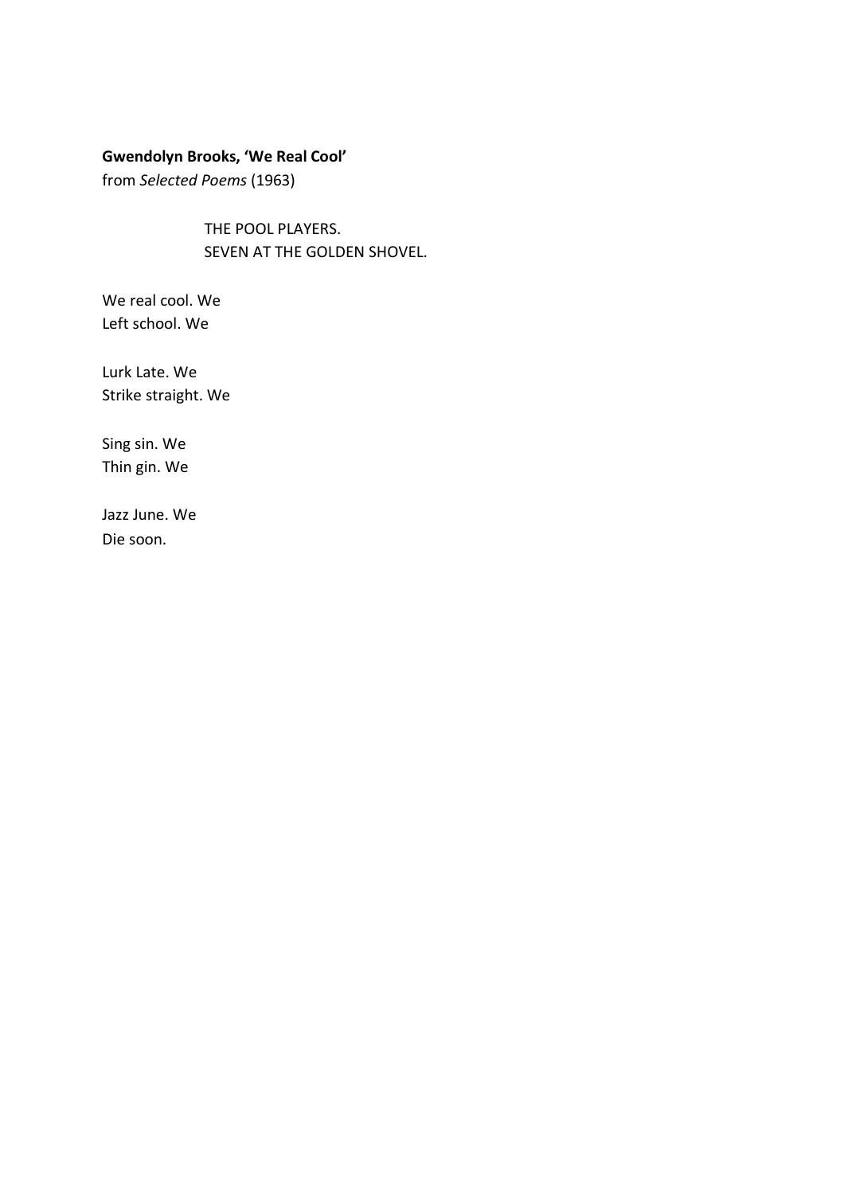**Gwendolyn Brooks, 'We Real Cool'**
from *Selected Poems* (1963)

THE POOL PLAYERS.
SEVEN AT THE GOLDEN SHOVEL.

We real cool. We
Left school. We

Lurk Late. We
Strike straight. We

Sing sin. We
Thin gin. We

Jazz June. We
Die soon.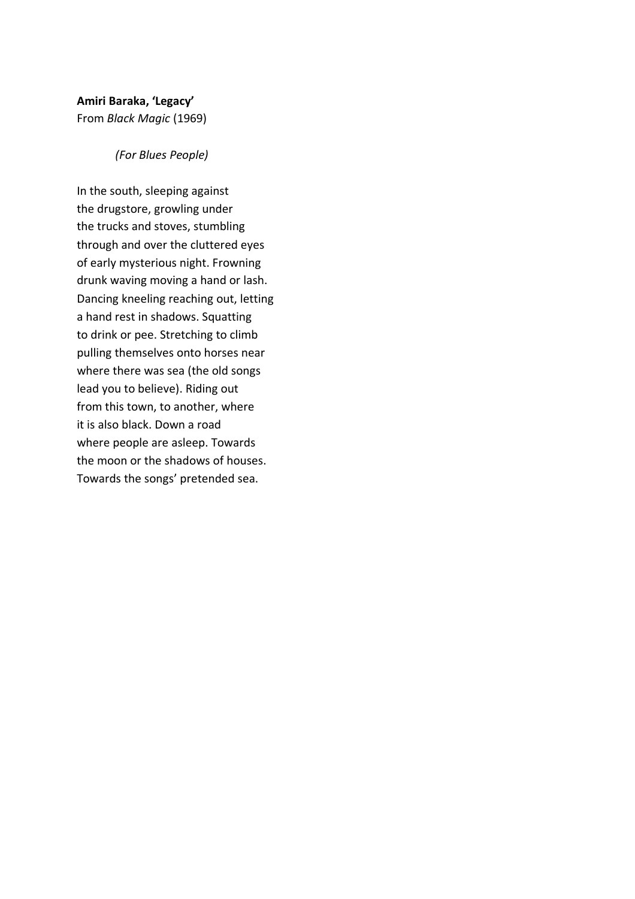**Amiri Baraka, 'Legacy'**
From *Black Magic* (1969)

*(For Blues People)*

In the south, sleeping against
the drugstore, growling under
the trucks and stoves, stumbling
through and over the cluttered eyes
of early mysterious night. Frowning
drunk waving moving a hand or lash.
Dancing kneeling reaching out, letting
a hand rest in shadows. Squatting
to drink or pee. Stretching to climb
pulling themselves onto horses near
where there was sea (the old songs
lead you to believe). Riding out
from this town, to another, where
it is also black. Down a road
where people are asleep. Towards
the moon or the shadows of houses.
Towards the songs' pretended sea.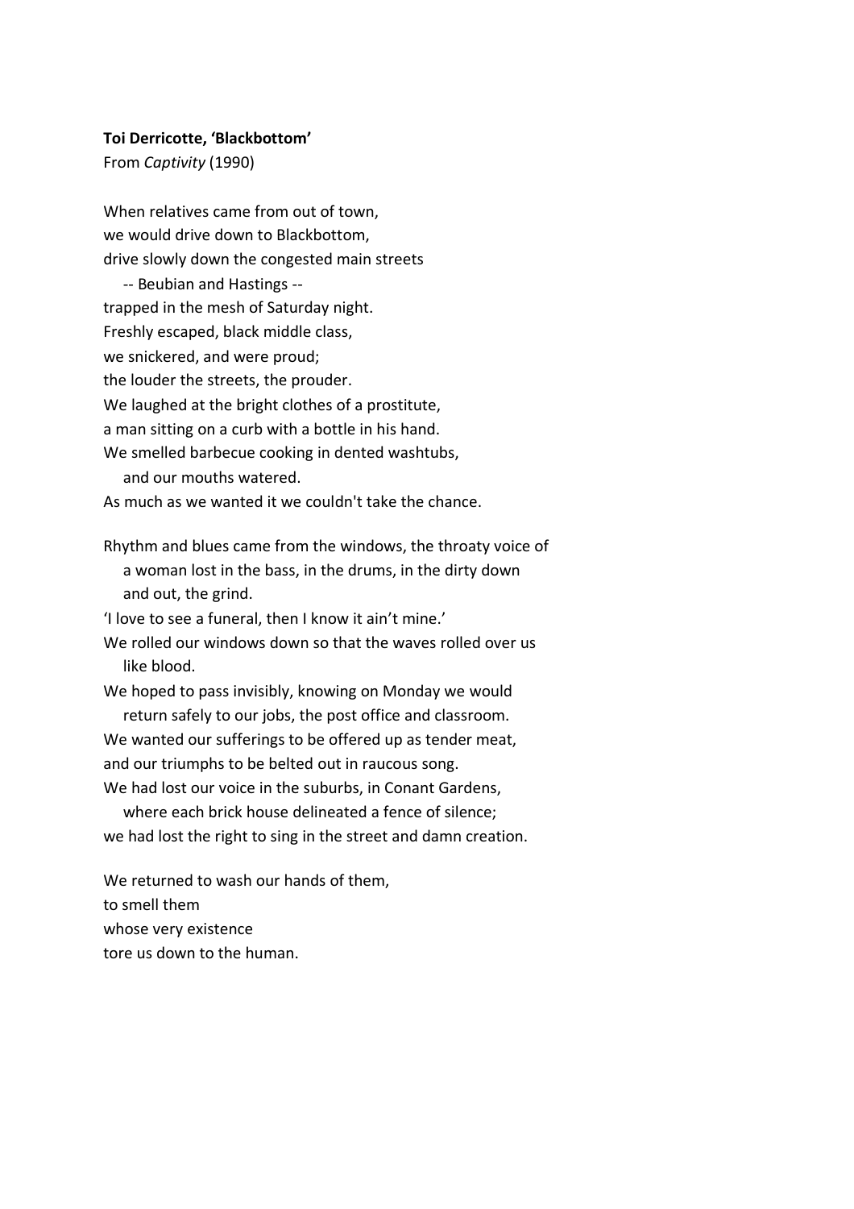**Toi Derricotte, 'Blackbottom'**
From *Captivity* (1990)

When relatives came from out of town,  
we would drive down to Blackbottom,  
drive slowly down the congested main streets  
    -- Beubian and Hastings --  
trapped in the mesh of Saturday night.  
Freshly escaped, black middle class,  
we snickered, and were proud;  
the louder the streets, the prouder.  
We laughed at the bright clothes of a prostitute,  
a man sitting on a curb with a bottle in his hand.  
We smelled barbecue cooking in dented washtubs,  
    and our mouths watered.  
As much as we wanted it we couldn't take the chance.

Rhythm and blues came from the windows, the throaty voice of  
    a woman lost in the bass, in the drums, in the dirty down  
    and out, the grind.  
'I love to see a funeral, then I know it ain't mine.'  
We rolled our windows down so that the waves rolled over us  
    like blood.  
We hoped to pass invisibly, knowing on Monday we would  
    return safely to our jobs, the post office and classroom.  
We wanted our sufferings to be offered up as tender meat,  
and our triumphs to be belted out in raucous song.  
We had lost our voice in the suburbs, in Conant Gardens,  
    where each brick house delineated a fence of silence;  
we had lost the right to sing in the street and damn creation.

We returned to wash our hands of them,  
to smell them  
whose very existence  
tore us down to the human.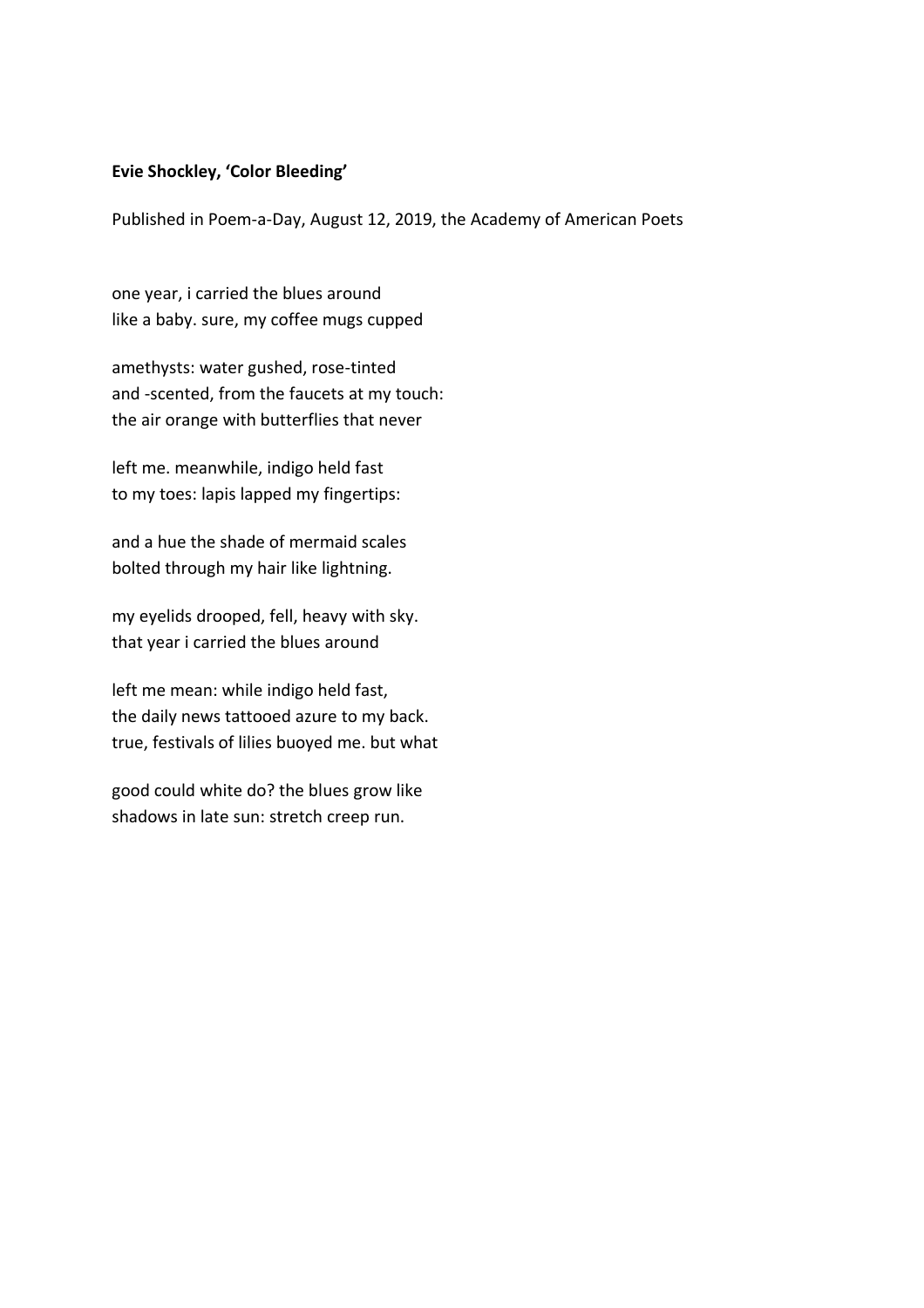**Evie Shockley, 'Color Bleeding'**

Published in Poem-a-Day, August 12, 2019, the Academy of American Poets

one year, i carried the blues around  
like a baby. sure, my coffee mugs cupped

amethysts: water gushed, rose-tinted  
and -scented, from the faucets at my touch:  
the air orange with butterflies that never

left me. meanwhile, indigo held fast  
to my toes: lapis lapped my fingertips:

and a hue the shade of mermaid scales  
bolted through my hair like lightning.

my eyelids drooped, fell, heavy with sky.  
that year i carried the blues around

left me mean: while indigo held fast,  
the daily news tattooed azure to my back.  
true, festivals of lilies buoyed me. but what

good could white do? the blues grow like  
shadows in late sun: stretch creep run.